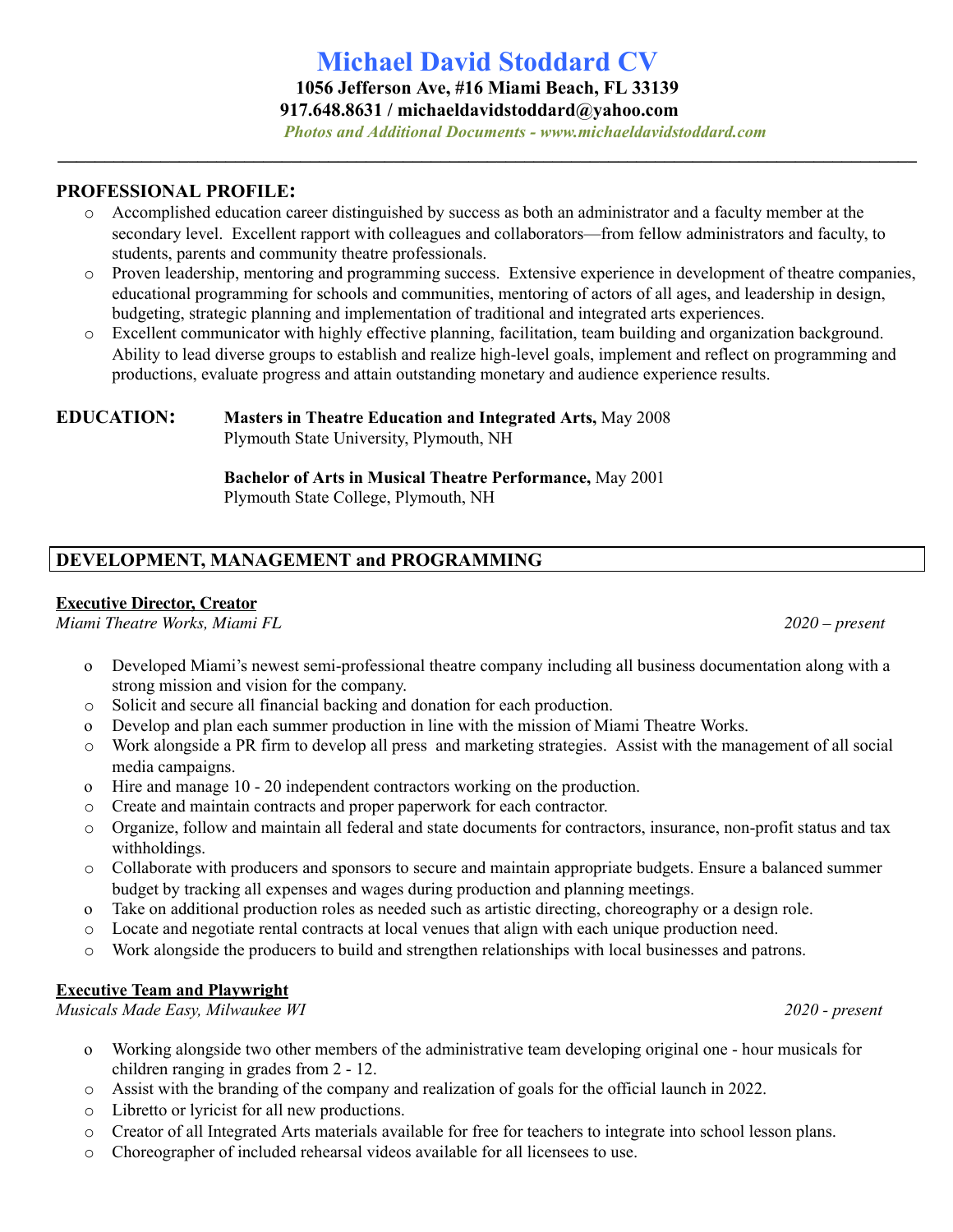# Michael David Stoddard CV

**1056 Jefferson Ave, #16 Miami Beach, FL 33139**

**917.648.8631 / michaeldavidstoddard@yahoo.com**

***Photos and Additional Documents - www.michaeldavidstoddard.com***

---

## PROFESSIONAL PROFILE:

- Accomplished education career distinguished by success as both an administrator and a faculty member at the secondary level. Excellent rapport with colleagues and collaborators—from fellow administrators and faculty, to students, parents and community theatre professionals.
- Proven leadership, mentoring and programming success. Extensive experience in development of theatre companies, educational programming for schools and communities, mentoring of actors of all ages, and leadership in design, budgeting, strategic planning and implementation of traditional and integrated arts experiences.
- Excellent communicator with highly effective planning, facilitation, team building and organization background. Ability to lead diverse groups to establish and realize high-level goals, implement and reflect on programming and productions, evaluate progress and attain outstanding monetary and audience experience results.

## EDUCATION:

**Masters in Theatre Education and Integrated Arts,** May 2008
Plymouth State University, Plymouth, NH

**Bachelor of Arts in Musical Theatre Performance,** May 2001
Plymouth State College, Plymouth, NH

## DEVELOPMENT, MANAGEMENT and PROGRAMMING

**Executive Director, Creator**
*Miami Theatre Works, Miami FL* — *2020 – present*

- Developed Miami's newest semi-professional theatre company including all business documentation along with a strong mission and vision for the company.
- Solicit and secure all financial backing and donation for each production.
- Develop and plan each summer production in line with the mission of Miami Theatre Works.
- Work alongside a PR firm to develop all press and marketing strategies. Assist with the management of all social media campaigns.
- Hire and manage 10 - 20 independent contractors working on the production.
- Create and maintain contracts and proper paperwork for each contractor.
- Organize, follow and maintain all federal and state documents for contractors, insurance, non-profit status and tax withholdings.
- Collaborate with producers and sponsors to secure and maintain appropriate budgets. Ensure a balanced summer budget by tracking all expenses and wages during production and planning meetings.
- Take on additional production roles as needed such as artistic directing, choreography or a design role.
- Locate and negotiate rental contracts at local venues that align with each unique production need.
- Work alongside the producers to build and strengthen relationships with local businesses and patrons.

**Executive Team and Playwright**
*Musicals Made Easy, Milwaukee WI* — *2020 - present*

- Working alongside two other members of the administrative team developing original one - hour musicals for children ranging in grades from 2 - 12.
- Assist with the branding of the company and realization of goals for the official launch in 2022.
- Libretto or lyricist for all new productions.
- Creator of all Integrated Arts materials available for free for teachers to integrate into school lesson plans.
- Choreographer of included rehearsal videos available for all licensees to use.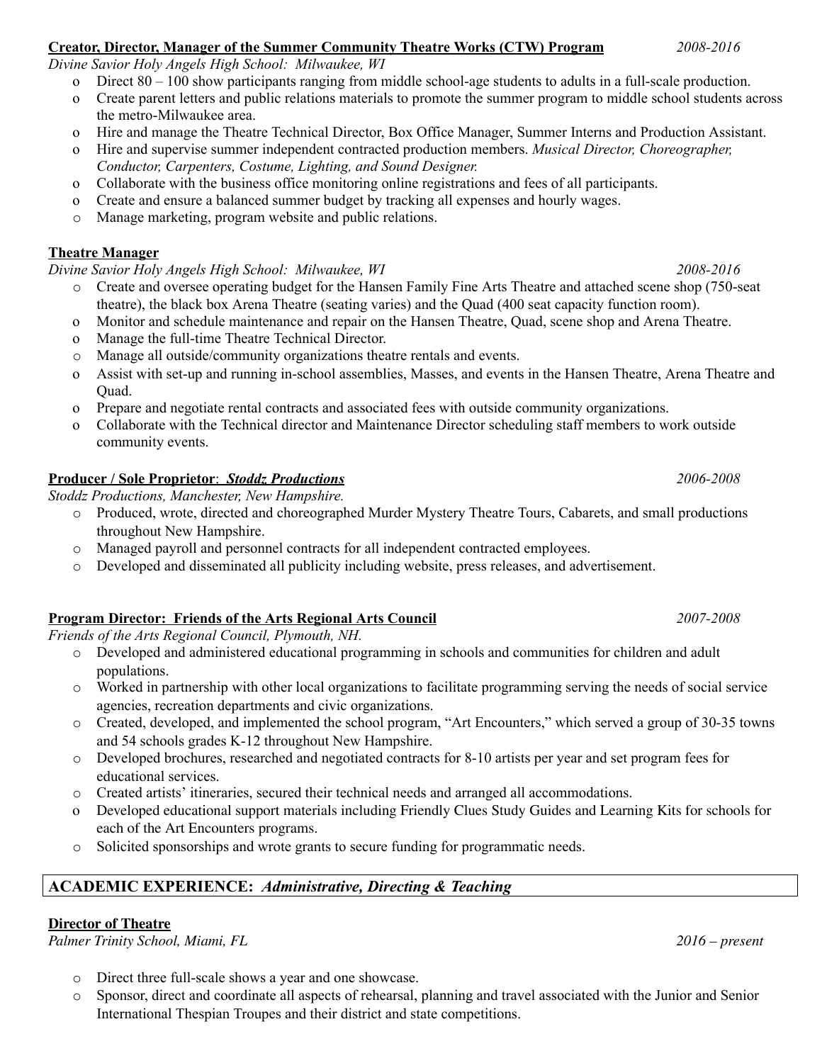**Creator, Director, Manager of the Summer Community Theatre Works (CTW) Program** *2008-2016*

*Divine Savior Holy Angels High School: Milwaukee, WI*

- Direct 80 – 100 show participants ranging from middle school-age students to adults in a full-scale production.
- Create parent letters and public relations materials to promote the summer program to middle school students across the metro-Milwaukee area.
- Hire and manage the Theatre Technical Director, Box Office Manager, Summer Interns and Production Assistant.
- Hire and supervise summer independent contracted production members. *Musical Director, Choreographer, Conductor, Carpenters, Costume, Lighting, and Sound Designer.*
- Collaborate with the business office monitoring online registrations and fees of all participants.
- Create and ensure a balanced summer budget by tracking all expenses and hourly wages.
- Manage marketing, program website and public relations.

**Theatre Manager**

*Divine Savior Holy Angels High School: Milwaukee, WI* *2008-2016*

- Create and oversee operating budget for the Hansen Family Fine Arts Theatre and attached scene shop (750-seat theatre), the black box Arena Theatre (seating varies) and the Quad (400 seat capacity function room).
- Monitor and schedule maintenance and repair on the Hansen Theatre, Quad, scene shop and Arena Theatre.
- Manage the full-time Theatre Technical Director.
- Manage all outside/community organizations theatre rentals and events.
- Assist with set-up and running in-school assemblies, Masses, and events in the Hansen Theatre, Arena Theatre and Quad.
- Prepare and negotiate rental contracts and associated fees with outside community organizations.
- Collaborate with the Technical director and Maintenance Director scheduling staff members to work outside community events.

**Producer / Sole Proprietor**: ***Stoddz Productions*** *2006-2008*

*Stoddz Productions, Manchester, New Hampshire.*

- Produced, wrote, directed and choreographed Murder Mystery Theatre Tours, Cabarets, and small productions throughout New Hampshire.
- Managed payroll and personnel contracts for all independent contracted employees.
- Developed and disseminated all publicity including website, press releases, and advertisement.

**Program Director: Friends of the Arts Regional Arts Council** *2007-2008*

*Friends of the Arts Regional Council, Plymouth, NH.*

- Developed and administered educational programming in schools and communities for children and adult populations.
- Worked in partnership with other local organizations to facilitate programming serving the needs of social service agencies, recreation departments and civic organizations.
- Created, developed, and implemented the school program, "Art Encounters," which served a group of 30-35 towns and 54 schools grades K-12 throughout New Hampshire.
- Developed brochures, researched and negotiated contracts for 8-10 artists per year and set program fees for educational services.
- Created artists' itineraries, secured their technical needs and arranged all accommodations.
- Developed educational support materials including Friendly Clues Study Guides and Learning Kits for schools for each of the Art Encounters programs.
- Solicited sponsorships and wrote grants to secure funding for programmatic needs.

## ACADEMIC EXPERIENCE: *Administrative, Directing & Teaching*

**Director of Theatre**

*Palmer Trinity School, Miami, FL* *2016 – present*

- Direct three full-scale shows a year and one showcase.
- Sponsor, direct and coordinate all aspects of rehearsal, planning and travel associated with the Junior and Senior International Thespian Troupes and their district and state competitions.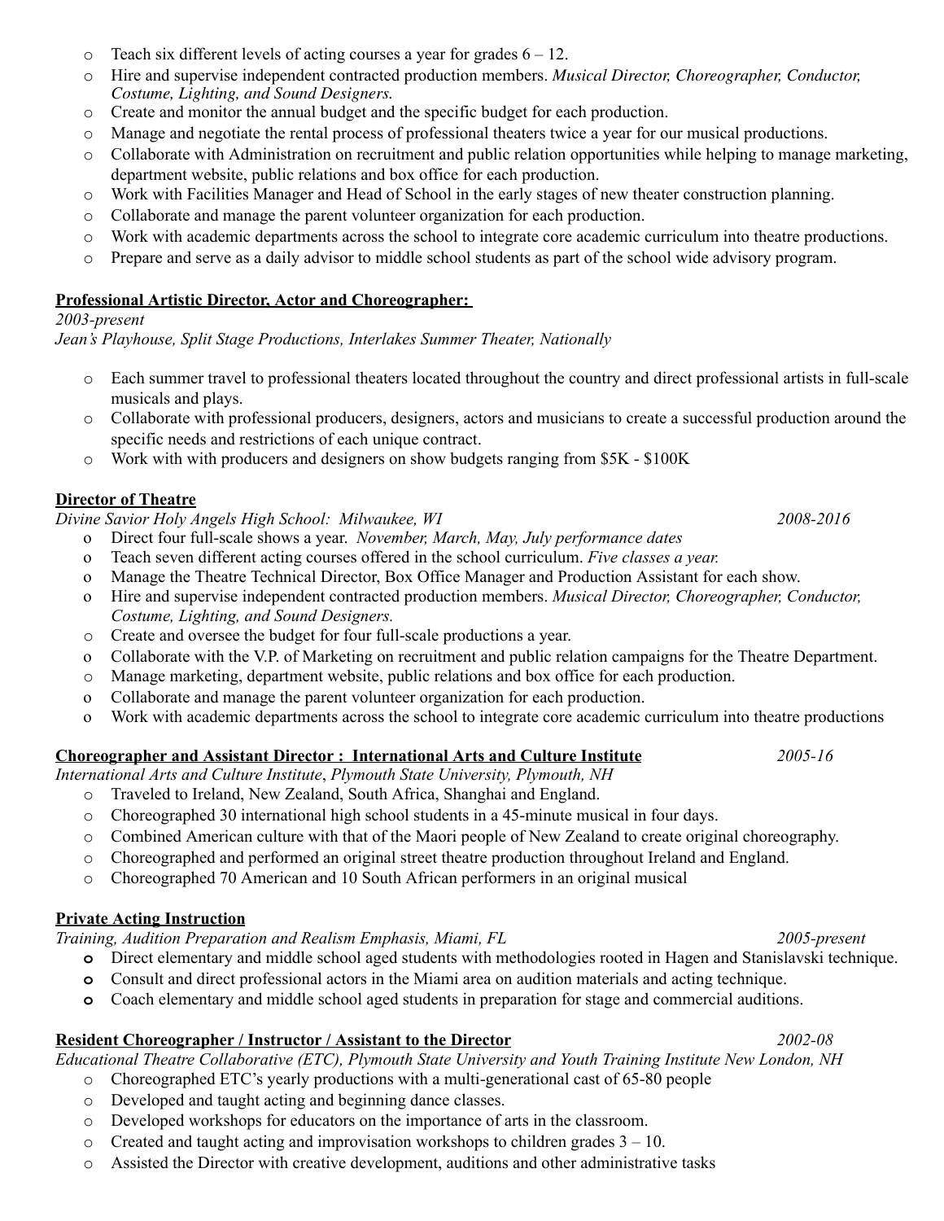- Teach six different levels of acting courses a year for grades 6 – 12.
- Hire and supervise independent contracted production members. *Musical Director, Choreographer, Conductor, Costume, Lighting, and Sound Designers.*
- Create and monitor the annual budget and the specific budget for each production.
- Manage and negotiate the rental process of professional theaters twice a year for our musical productions.
- Collaborate with Administration on recruitment and public relation opportunities while helping to manage marketing, department website, public relations and box office for each production.
- Work with Facilities Manager and Head of School in the early stages of new theater construction planning.
- Collaborate and manage the parent volunteer organization for each production.
- Work with academic departments across the school to integrate core academic curriculum into theatre productions.
- Prepare and serve as a daily advisor to middle school students as part of the school wide advisory program.

**<u>Professional Artistic Director, Actor and Choreographer:</u>**

*2003-present*

*Jean's Playhouse, Split Stage Productions, Interlakes Summer Theater, Nationally*

- Each summer travel to professional theaters located throughout the country and direct professional artists in full-scale musicals and plays.
- Collaborate with professional producers, designers, actors and musicians to create a successful production around the specific needs and restrictions of each unique contract.
- Work with with producers and designers on show budgets ranging from $5K - $100K

**<u>Director of Theatre</u>**

*Divine Savior Holy Angels High School: Milwaukee, WI* *2008-2016*

- Direct four full-scale shows a year. *November, March, May, July performance dates*
- Teach seven different acting courses offered in the school curriculum. *Five classes a year.*
- Manage the Theatre Technical Director, Box Office Manager and Production Assistant for each show.
- Hire and supervise independent contracted production members. *Musical Director, Choreographer, Conductor, Costume, Lighting, and Sound Designers.*
- Create and oversee the budget for four full-scale productions a year.
- Collaborate with the V.P. of Marketing on recruitment and public relation campaigns for the Theatre Department.
- Manage marketing, department website, public relations and box office for each production.
- Collaborate and manage the parent volunteer organization for each production.
- Work with academic departments across the school to integrate core academic curriculum into theatre productions

**<u>Choreographer and Assistant Director : International Arts and Culture Institute</u>** *2005-16*

*International Arts and Culture Institute*, *Plymouth State University, Plymouth, NH*

- Traveled to Ireland, New Zealand, South Africa, Shanghai and England.
- Choreographed 30 international high school students in a 45-minute musical in four days.
- Combined American culture with that of the Maori people of New Zealand to create original choreography.
- Choreographed and performed an original street theatre production throughout Ireland and England.
- Choreographed 70 American and 10 South African performers in an original musical

**<u>Private Acting Instruction</u>**

*Training, Audition Preparation and Realism Emphasis, Miami, FL* *2005-present*

- Direct elementary and middle school aged students with methodologies rooted in Hagen and Stanislavski technique.
- Consult and direct professional actors in the Miami area on audition materials and acting technique.
- Coach elementary and middle school aged students in preparation for stage and commercial auditions.

**<u>Resident Choreographer / Instructor / Assistant to the Director</u>** *2002-08*

*Educational Theatre Collaborative (ETC), Plymouth State University and Youth Training Institute New London, NH*

- Choreographed ETC's yearly productions with a multi-generational cast of 65-80 people
- Developed and taught acting and beginning dance classes.
- Developed workshops for educators on the importance of arts in the classroom.
- Created and taught acting and improvisation workshops to children grades 3 – 10.
- Assisted the Director with creative development, auditions and other administrative tasks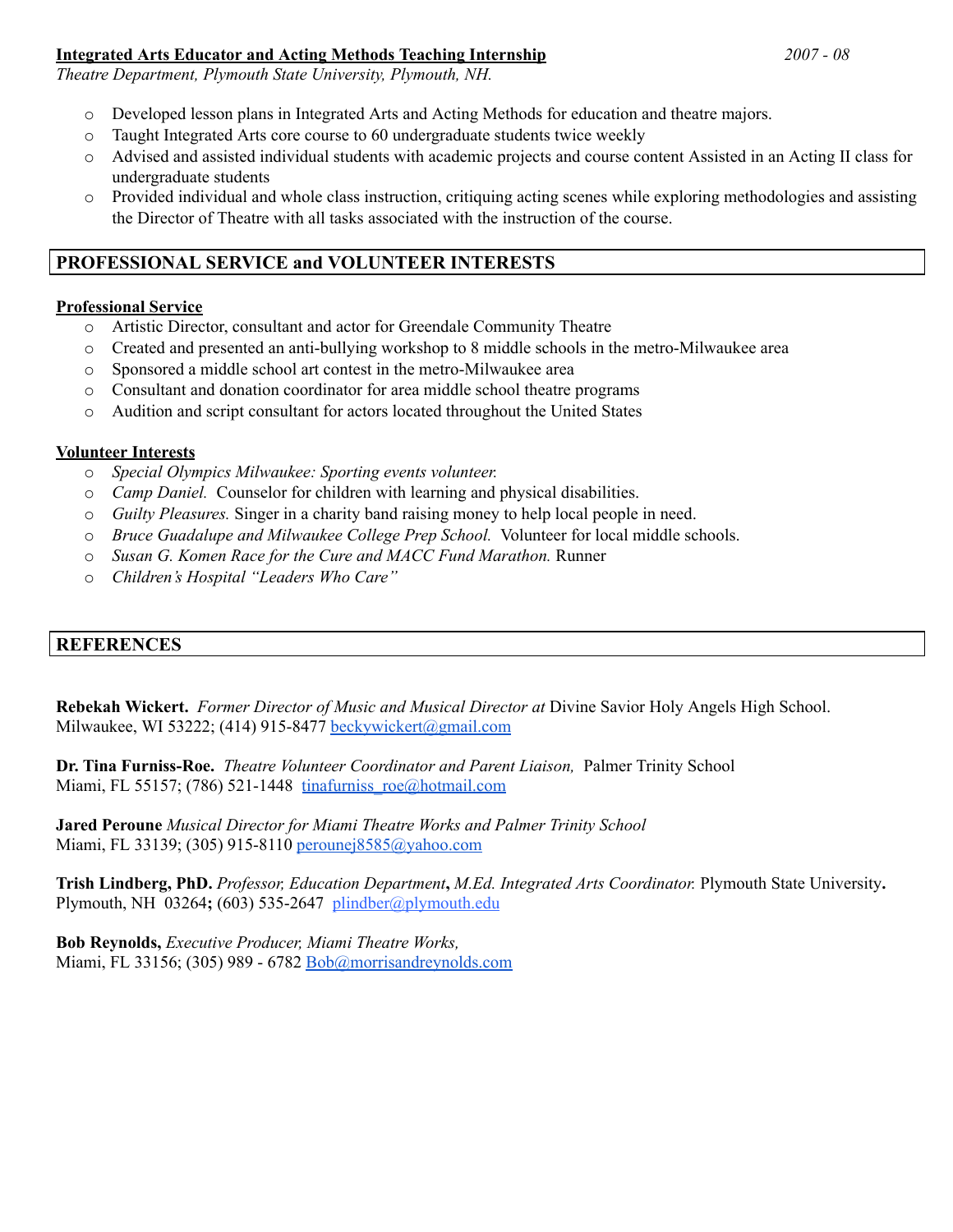**Integrated Arts Educator and Acting Methods Teaching Internship** *2007 - 08*
*Theatre Department, Plymouth State University, Plymouth, NH.*

- Developed lesson plans in Integrated Arts and Acting Methods for education and theatre majors.
- Taught Integrated Arts core course to 60 undergraduate students twice weekly
- Advised and assisted individual students with academic projects and course content Assisted in an Acting II class for undergraduate students
- Provided individual and whole class instruction, critiquing acting scenes while exploring methodologies and assisting the Director of Theatre with all tasks associated with the instruction of the course.

## PROFESSIONAL SERVICE and VOLUNTEER INTERESTS

**Professional Service**

- Artistic Director, consultant and actor for Greendale Community Theatre
- Created and presented an anti-bullying workshop to 8 middle schools in the metro-Milwaukee area
- Sponsored a middle school art contest in the metro-Milwaukee area
- Consultant and donation coordinator for area middle school theatre programs
- Audition and script consultant for actors located throughout the United States

**Volunteer Interests**

- *Special Olympics Milwaukee: Sporting events volunteer.*
- *Camp Daniel.* Counselor for children with learning and physical disabilities.
- *Guilty Pleasures.* Singer in a charity band raising money to help local people in need.
- *Bruce Guadalupe and Milwaukee College Prep School.* Volunteer for local middle schools.
- *Susan G. Komen Race for the Cure and MACC Fund Marathon.* Runner
- *Children's Hospital "Leaders Who Care"*

## REFERENCES

**Rebekah Wickert.** *Former Director of Music and Musical Director at* Divine Savior Holy Angels High School.
Milwaukee, WI 53222; (414) 915-8477 beckywickert@gmail.com

**Dr. Tina Furniss-Roe.** *Theatre Volunteer Coordinator and Parent Liaison,* Palmer Trinity School
Miami, FL 55157; (786) 521-1448 tinafurniss_roe@hotmail.com

**Jared Peroune** *Musical Director for Miami Theatre Works and Palmer Trinity School*
Miami, FL 33139; (305) 915-8110 perounej8585@yahoo.com

**Trish Lindberg, PhD.** *Professor, Education Department***,** *M.Ed. Integrated Arts Coordinator.* Plymouth State University**.**
Plymouth, NH 03264**;** (603) 535-2647 plindber@plymouth.edu

**Bob Reynolds,** *Executive Producer, Miami Theatre Works,*
Miami, FL 33156; (305) 989 - 6782 Bob@morrisandreynolds.com